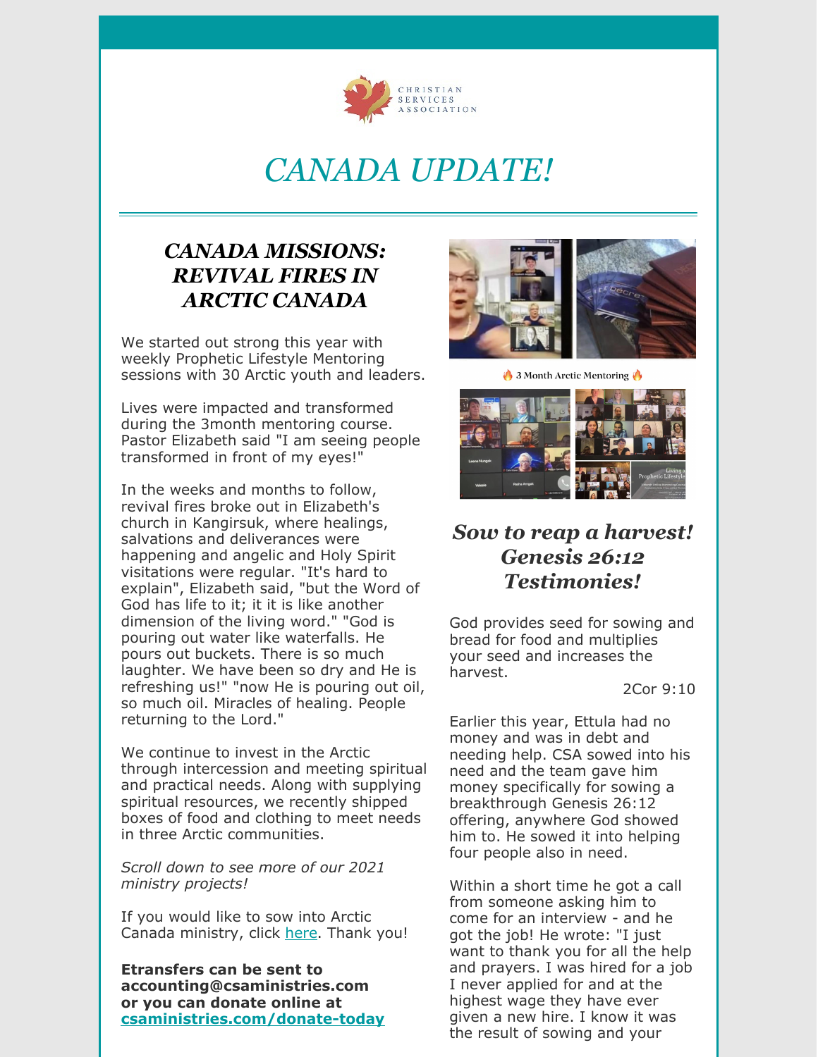CHRISTIAN SERVICES ASSOCIATION

# *CANADA UPDATE!*

## *CANADA MISSIONS: REVIVAL FIRES IN ARCTIC CANADA*

We started out strong this year with weekly Prophetic Lifestyle Mentoring sessions with 30 Arctic youth and leaders.

Lives were impacted and transformed during the 3month mentoring course. Pastor Elizabeth said "I am seeing people transformed in front of my eyes!"

In the weeks and months to follow, revival fires broke out in Elizabeth's church in Kangirsuk, where healings, salvations and deliverances were happening and angelic and Holy Spirit visitations were regular. "It's hard to explain", Elizabeth said, "but the Word of God has life to it; it it is like another dimension of the living word." "God is pouring out water like waterfalls. He pours out buckets. There is so much laughter. We have been so dry and He is refreshing us!" "now He is pouring out oil, so much oil. Miracles of healing. People returning to the Lord."

We continue to invest in the Arctic through intercession and meeting spiritual and practical needs. Along with supplying spiritual resources, we recently shipped boxes of food and clothing to meet needs in three Arctic communities.

*Scroll down to see more of our 2021 ministry projects!*

If you would like to sow into Arctic Canada ministry, click here. Thank you!

**Etransfers can be sent to accounting@csaministries.com or you can donate online at csaministries.com/donate-today**

🔥 3 Month Arctic Mentoring 🔥

## *Sow to reap a harvest! Genesis 26:12 Testimonies!*

God provides seed for sowing and bread for food and multiplies your seed and increases the harvest.

2Cor 9:10

Earlier this year, Ettula had no money and was in debt and needing help. CSA sowed into his need and the team gave him money specifically for sowing a breakthrough Genesis 26:12 offering, anywhere God showed him to. He sowed it into helping four people also in need.

Within a short time he got a call from someone asking him to come for an interview - and he got the job! He wrote: "I just want to thank you for all the help and prayers. I was hired for a job I never applied for and at the highest wage they have ever given a new hire. I know it was the result of sowing and your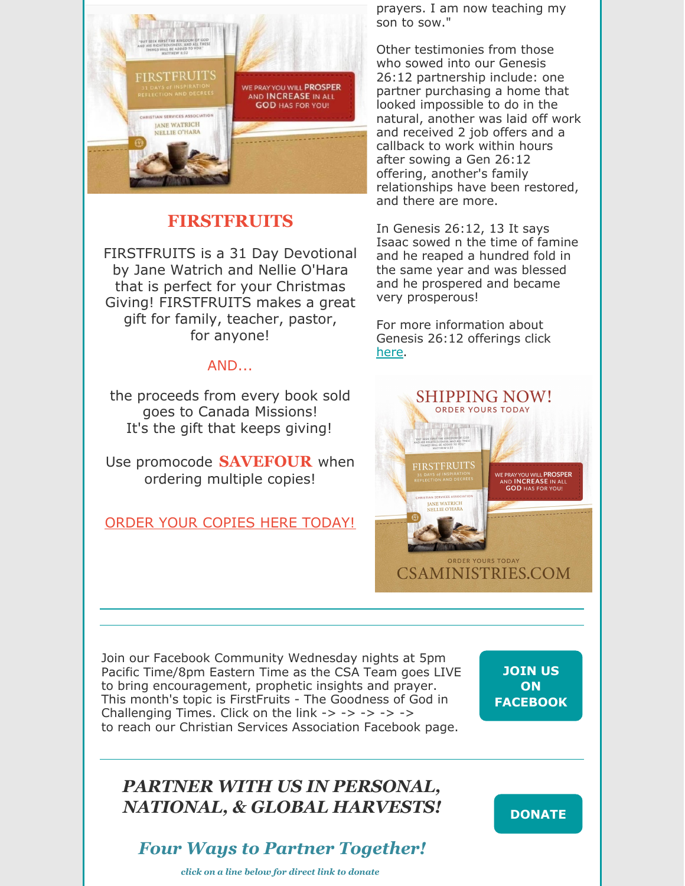## FIRSTFRUITS

FIRSTFRUITS is a 31 Day Devotional by Jane Watrich and Nellie O'Hara that is perfect for your Christmas Giving! FIRSTFRUITS makes a great gift for family, teacher, pastor, for anyone!

AND...

the proceeds from every book sold goes to Canada Missions!
It's the gift that keeps giving!

Use promocode **SAVEFOUR** when ordering multiple copies!

ORDER YOUR COPIES HERE TODAY!

prayers. I am now teaching my son to sow."

Other testimonies from those who sowed into our Genesis 26:12 partnership include: one partner purchasing a home that looked impossible to do in the natural, another was laid off work and received 2 job offers and a callback to work within hours after sowing a Gen 26:12 offering, another's family relationships have been restored, and there are more.

In Genesis 26:12, 13 It says Isaac sowed n the time of famine and he reaped a hundred fold in the same year and was blessed and he prospered and became very prosperous!

For more information about Genesis 26:12 offerings click here.

---

Join our Facebook Community Wednesday nights at 5pm Pacific Time/8pm Eastern Time as the CSA Team goes LIVE to bring encouragement, prophetic insights and prayer. This month's topic is FirstFruits - The Goodness of God in Challenging Times. Click on the link -> -> -> -> -> to reach our Christian Services Association Facebook page.

**JOIN US ON FACEBOOK**

---

## *PARTNER WITH US IN PERSONAL, NATIONAL, & GLOBAL HARVESTS!*

**DONATE**

### *Four Ways to Partner Together!*

***click on a line below for direct link to donate***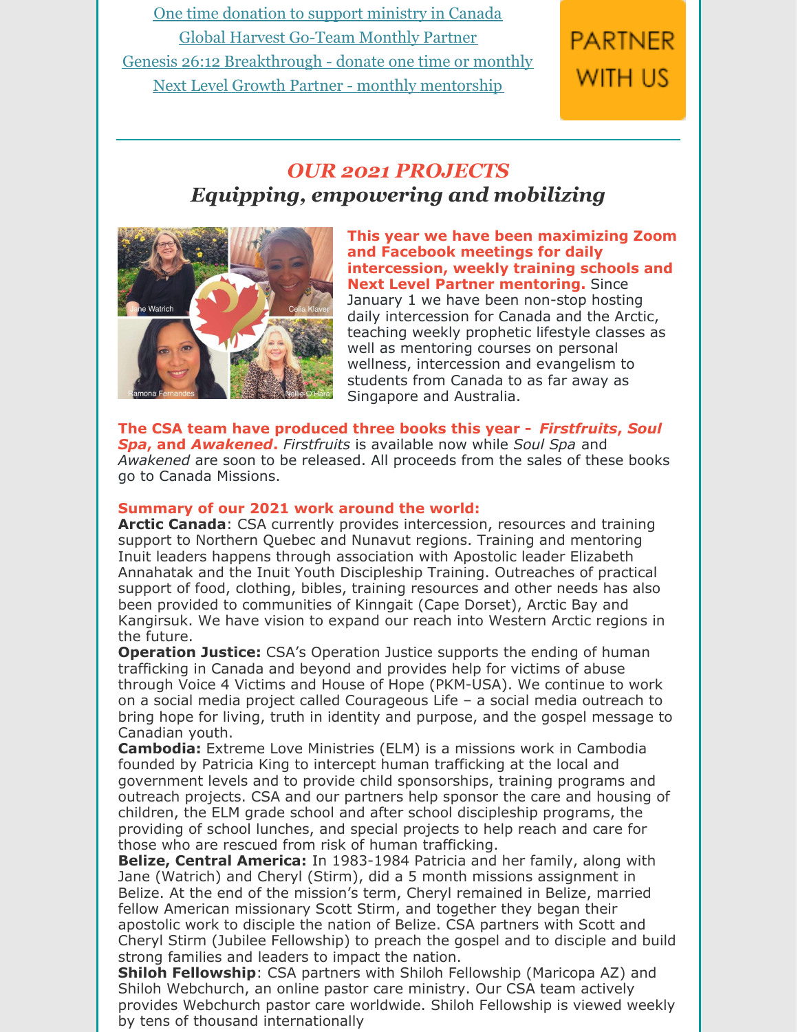[One time donation to support ministry in Canada](#)
[Global Harvest Go-Team Monthly Partner](#)
[Genesis 26:12 Breakthrough - donate one time or monthly](#)
[Next Level Growth Partner - monthly mentorship](#)

PARTNER WITH US

---

## *OUR 2021 PROJECTS*
### *Equipping, empowering and mobilizing*

**This year we have been maximizing Zoom and Facebook meetings for daily intercession, weekly training schools and Next Level Partner mentoring.** Since January 1 we have been non-stop hosting daily intercession for Canada and the Arctic, teaching weekly prophetic lifestyle classes as well as mentoring courses on personal wellness, intercession and evangelism to students from Canada to as far away as Singapore and Australia.

**The CSA team have produced three books this year - *Firstfruits*, *Soul Spa*, and *Awakened*.** *Firstfruits* is available now while *Soul Spa* and *Awakened* are soon to be released. All proceeds from the sales of these books go to Canada Missions.

**Summary of our 2021 work around the world:**

**Arctic Canada**: CSA currently provides intercession, resources and training support to Northern Quebec and Nunavut regions. Training and mentoring Inuit leaders happens through association with Apostolic leader Elizabeth Annahatak and the Inuit Youth Discipleship Training. Outreaches of practical support of food, clothing, bibles, training resources and other needs has also been provided to communities of Kinngait (Cape Dorset), Arctic Bay and Kangirsuk. We have vision to expand our reach into Western Arctic regions in the future.

**Operation Justice:** CSA's Operation Justice supports the ending of human trafficking in Canada and beyond and provides help for victims of abuse through Voice 4 Victims and House of Hope (PKM-USA). We continue to work on a social media project called Courageous Life – a social media outreach to bring hope for living, truth in identity and purpose, and the gospel message to Canadian youth.

**Cambodia:** Extreme Love Ministries (ELM) is a missions work in Cambodia founded by Patricia King to intercept human trafficking at the local and government levels and to provide child sponsorships, training programs and outreach projects. CSA and our partners help sponsor the care and housing of children, the ELM grade school and after school discipleship programs, the providing of school lunches, and special projects to help reach and care for those who are rescued from risk of human trafficking.

**Belize, Central America:** In 1983-1984 Patricia and her family, along with Jane (Watrich) and Cheryl (Stirm), did a 5 month missions assignment in Belize. At the end of the mission's term, Cheryl remained in Belize, married fellow American missionary Scott Stirm, and together they began their apostolic work to disciple the nation of Belize. CSA partners with Scott and Cheryl Stirm (Jubilee Fellowship) to preach the gospel and to disciple and build strong families and leaders to impact the nation.

**Shiloh Fellowship**: CSA partners with Shiloh Fellowship (Maricopa AZ) and Shiloh Webchurch, an online pastor care ministry. Our CSA team actively provides Webchurch pastor care worldwide. Shiloh Fellowship is viewed weekly by tens of thousand internationally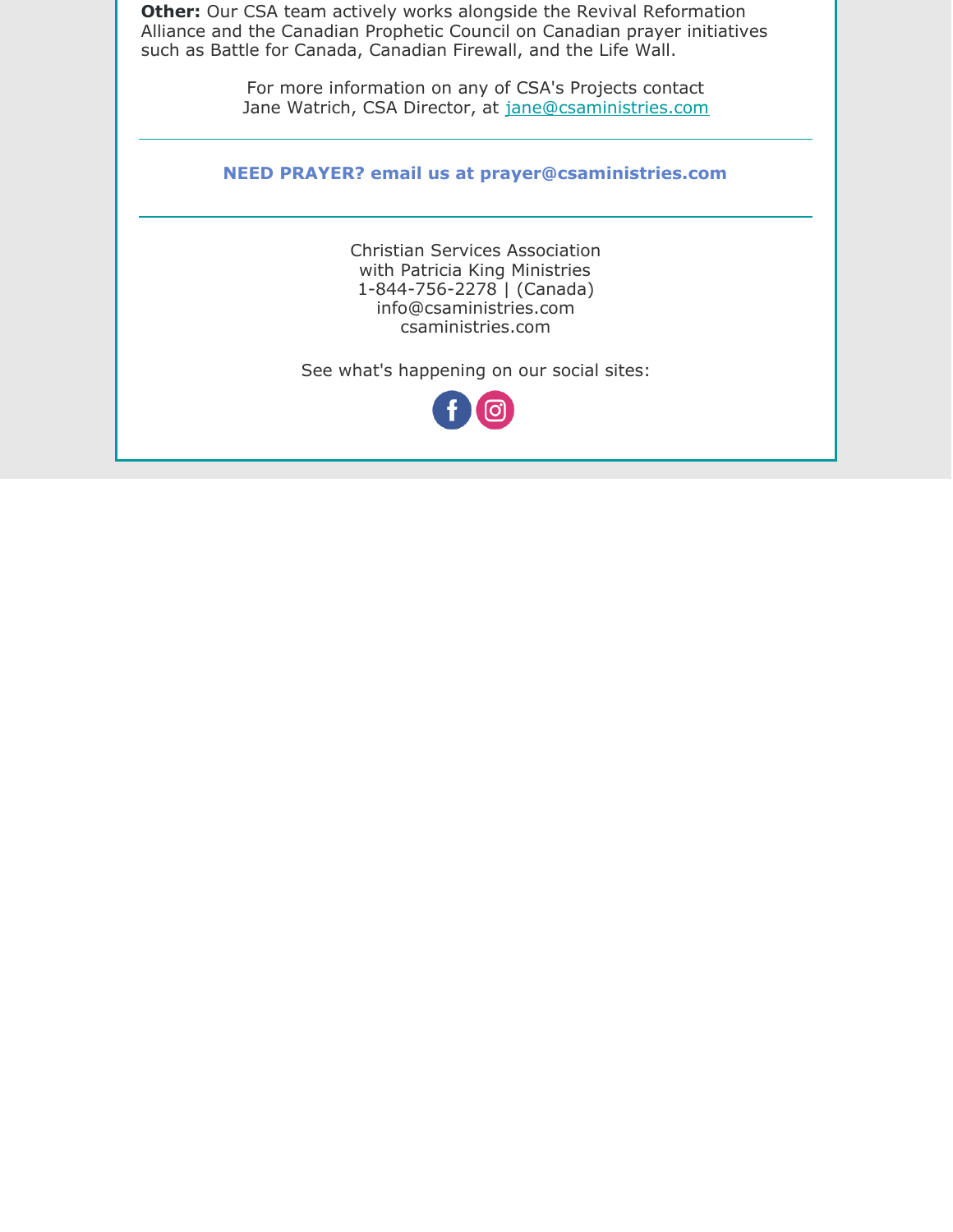**Other:** Our CSA team actively works alongside the Revival Reformation Alliance and the Canadian Prophetic Council on Canadian prayer initiatives such as Battle for Canada, Canadian Firewall, and the Life Wall.

For more information on any of CSA's Projects contact
Jane Watrich, CSA Director, at jane@csaministries.com

---

**NEED PRAYER? email us at prayer@csaministries.com**

---

Christian Services Association
with Patricia King Ministries
1-844-756-2278 | (Canada)
info@csaministries.com
csaministries.com

See what's happening on our social sites: